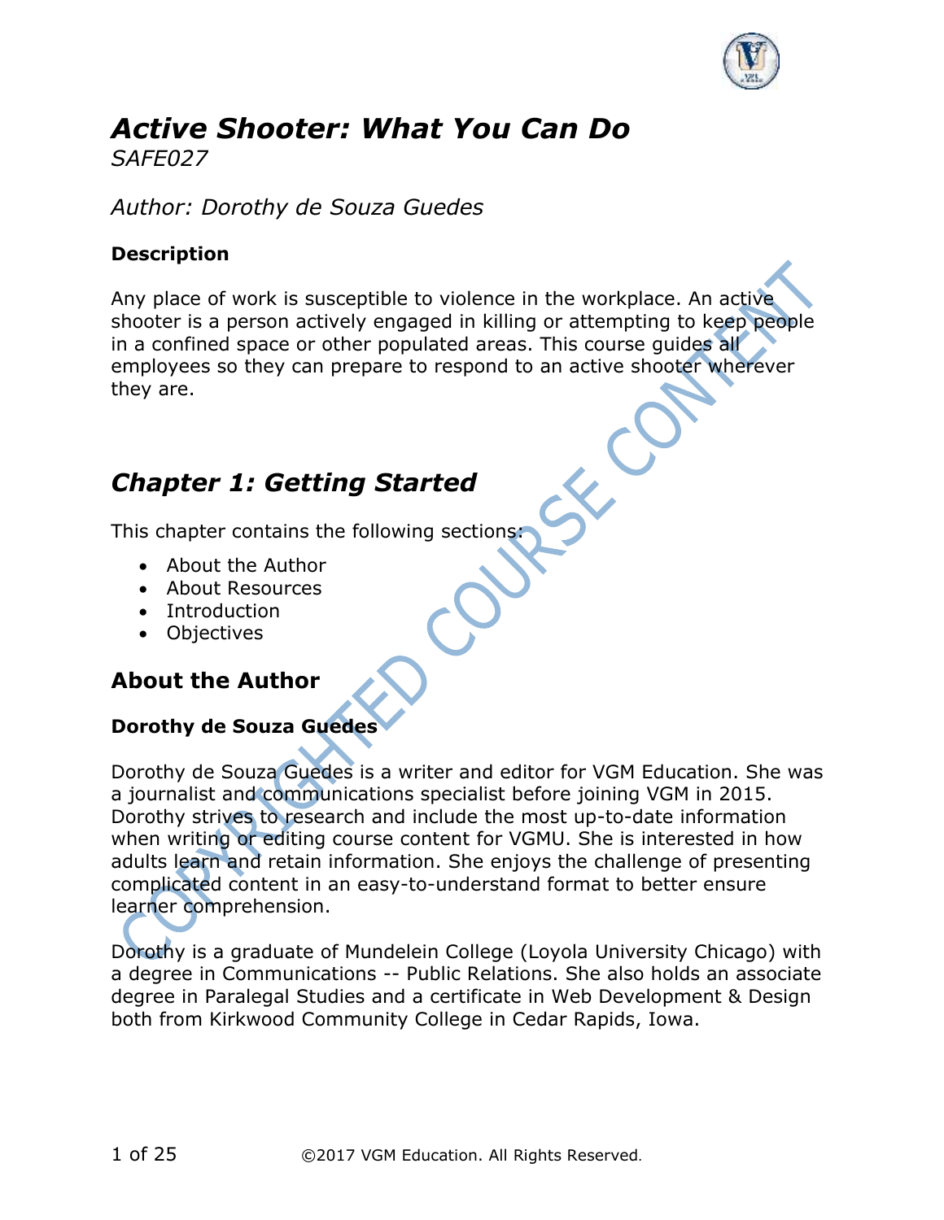# *Active Shooter: What You Can Do*

*SAFE027*

*Author: Dorothy de Souza Guedes*

**Description**

Any place of work is susceptible to violence in the workplace. An active shooter is a person actively engaged in killing or attempting to keep people in a confined space or other populated areas. This course guides all employees so they can prepare to respond to an active shooter wherever they are.

## *Chapter 1: Getting Started*

This chapter contains the following sections:

- About the Author
- About Resources
- Introduction
- Objectives

### About the Author

**Dorothy de Souza Guedes**

Dorothy de Souza Guedes is a writer and editor for VGM Education. She was a journalist and communications specialist before joining VGM in 2015. Dorothy strives to research and include the most up-to-date information when writing or editing course content for VGMU. She is interested in how adults learn and retain information. She enjoys the challenge of presenting complicated content in an easy-to-understand format to better ensure learner comprehension.

Dorothy is a graduate of Mundelein College (Loyola University Chicago) with a degree in Communications -- Public Relations. She also holds an associate degree in Paralegal Studies and a certificate in Web Development & Design both from Kirkwood Community College in Cedar Rapids, Iowa.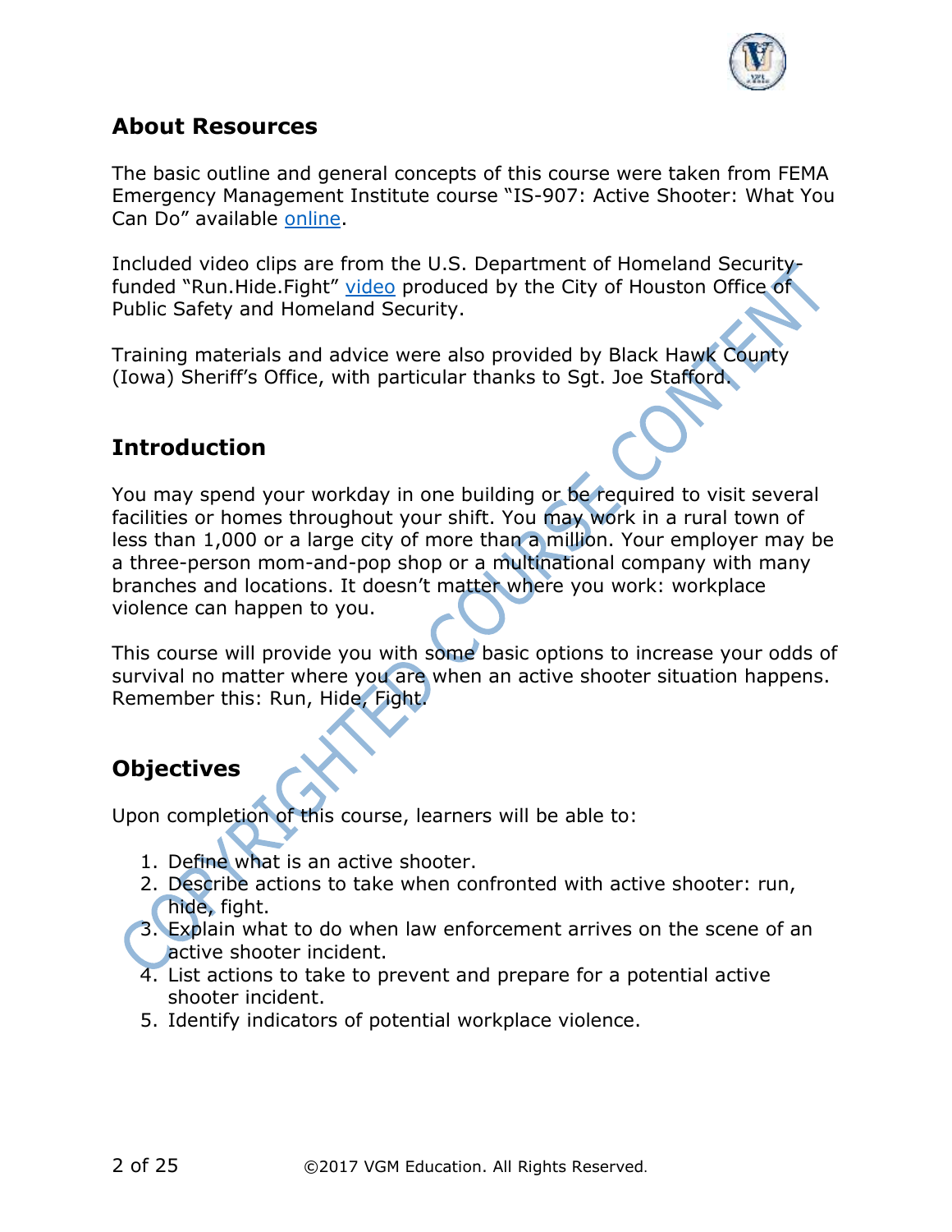## About Resources

The basic outline and general concepts of this course were taken from FEMA Emergency Management Institute course "IS-907: Active Shooter: What You Can Do" available online.

Included video clips are from the U.S. Department of Homeland Security-funded "Run.Hide.Fight" video produced by the City of Houston Office of Public Safety and Homeland Security.

Training materials and advice were also provided by Black Hawk County (Iowa) Sheriff's Office, with particular thanks to Sgt. Joe Stafford.

## Introduction

You may spend your workday in one building or be required to visit several facilities or homes throughout your shift. You may work in a rural town of less than 1,000 or a large city of more than a million. Your employer may be a three-person mom-and-pop shop or a multinational company with many branches and locations. It doesn't matter where you work: workplace violence can happen to you.

This course will provide you with some basic options to increase your odds of survival no matter where you are when an active shooter situation happens. Remember this: Run, Hide, Fight.

## Objectives

Upon completion of this course, learners will be able to:

1. Define what is an active shooter.
2. Describe actions to take when confronted with active shooter: run, hide, fight.
3. Explain what to do when law enforcement arrives on the scene of an active shooter incident.
4. List actions to take to prevent and prepare for a potential active shooter incident.
5. Identify indicators of potential workplace violence.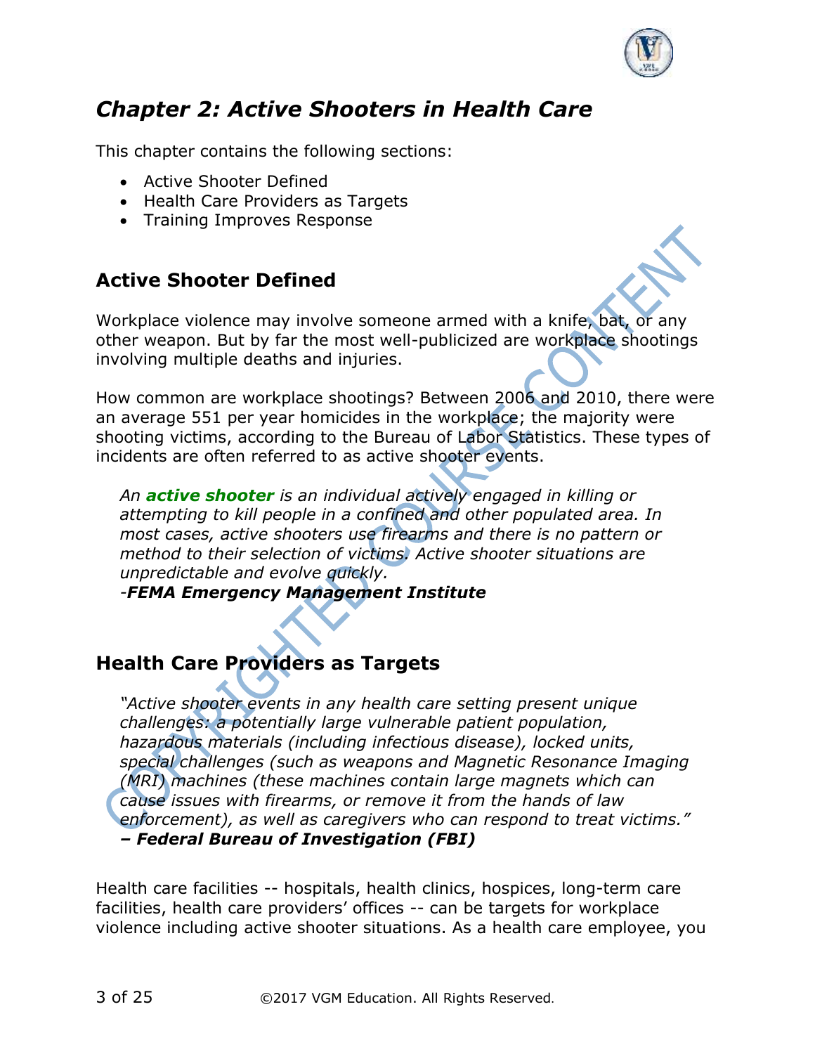# *Chapter 2: Active Shooters in Health Care*

This chapter contains the following sections:

- Active Shooter Defined
- Health Care Providers as Targets
- Training Improves Response

## Active Shooter Defined

Workplace violence may involve someone armed with a knife, bat, or any other weapon. But by far the most well-publicized are workplace shootings involving multiple deaths and injuries.

How common are workplace shootings? Between 2006 and 2010, there were an average 551 per year homicides in the workplace; the majority were shooting victims, according to the Bureau of Labor Statistics. These types of incidents are often referred to as active shooter events.

> *An **active shooter** is an individual actively engaged in killing or attempting to kill people in a confined and other populated area. In most cases, active shooters use firearms and there is no pattern or method to their selection of victims. Active shooter situations are unpredictable and evolve quickly.*
> *-**FEMA Emergency Management Institute***

## Health Care Providers as Targets

> *"Active shooter events in any health care setting present unique challenges: a potentially large vulnerable patient population, hazardous materials (including infectious disease), locked units, special challenges (such as weapons and Magnetic Resonance Imaging (MRI) machines (these machines contain large magnets which can cause issues with firearms, or remove it from the hands of law enforcement), as well as caregivers who can respond to treat victims."*
> ***– Federal Bureau of Investigation (FBI)***

Health care facilities -- hospitals, health clinics, hospices, long-term care facilities, health care providers' offices -- can be targets for workplace violence including active shooter situations. As a health care employee, you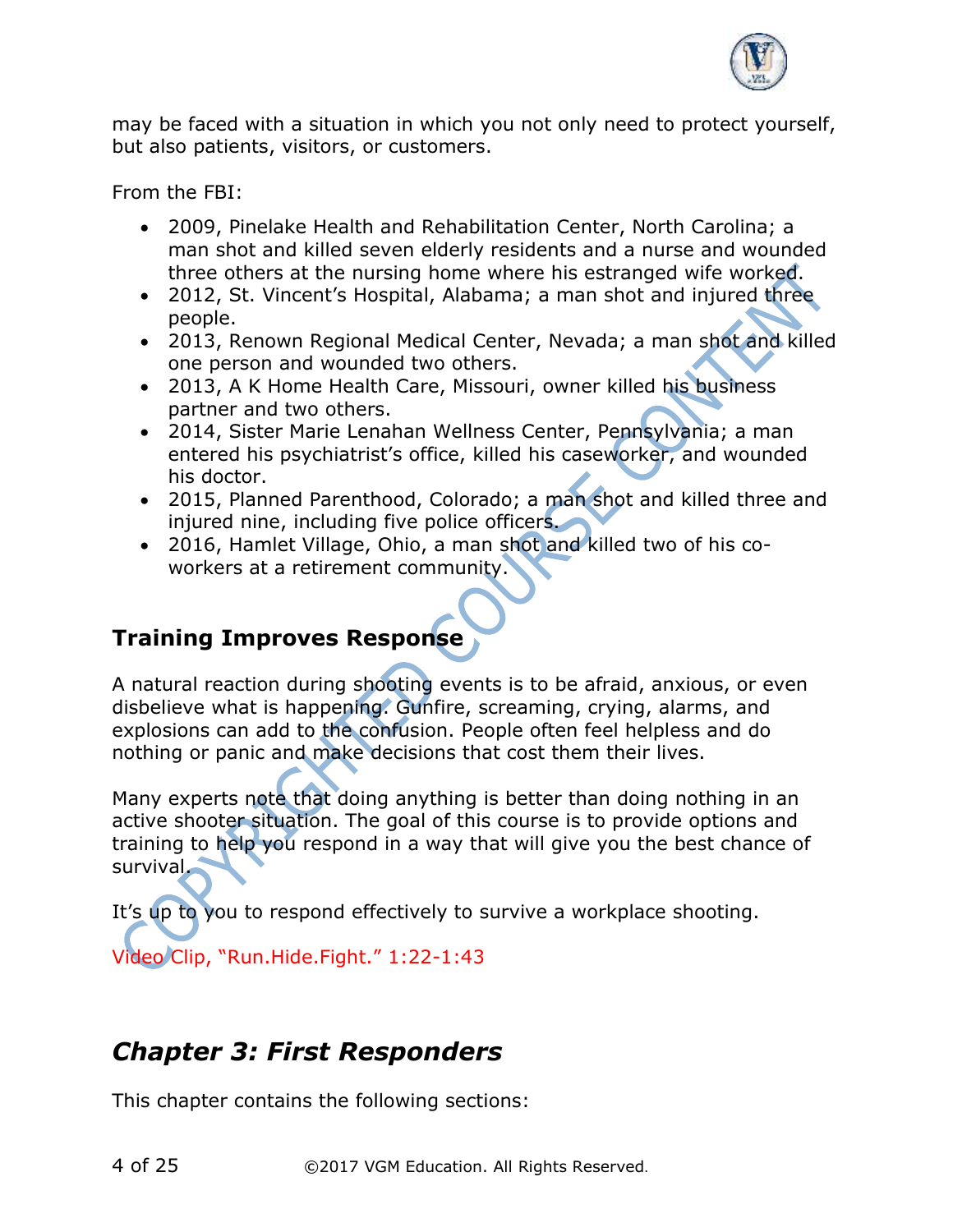may be faced with a situation in which you not only need to protect yourself, but also patients, visitors, or customers.

From the FBI:

- 2009, Pinelake Health and Rehabilitation Center, North Carolina; a man shot and killed seven elderly residents and a nurse and wounded three others at the nursing home where his estranged wife worked.
- 2012, St. Vincent's Hospital, Alabama; a man shot and injured three people.
- 2013, Renown Regional Medical Center, Nevada; a man shot and killed one person and wounded two others.
- 2013, A K Home Health Care, Missouri, owner killed his business partner and two others.
- 2014, Sister Marie Lenahan Wellness Center, Pennsylvania; a man entered his psychiatrist's office, killed his caseworker, and wounded his doctor.
- 2015, Planned Parenthood, Colorado; a man shot and killed three and injured nine, including five police officers.
- 2016, Hamlet Village, Ohio, a man shot and killed two of his co-workers at a retirement community.

## Training Improves Response

A natural reaction during shooting events is to be afraid, anxious, or even disbelieve what is happening. Gunfire, screaming, crying, alarms, and explosions can add to the confusion. People often feel helpless and do nothing or panic and make decisions that cost them their lives.

Many experts note that doing anything is better than doing nothing in an active shooter situation. The goal of this course is to provide options and training to help you respond in a way that will give you the best chance of survival.

It's up to you to respond effectively to survive a workplace shooting.

Video Clip, "Run.Hide.Fight." 1:22-1:43

# *Chapter 3: First Responders*

This chapter contains the following sections: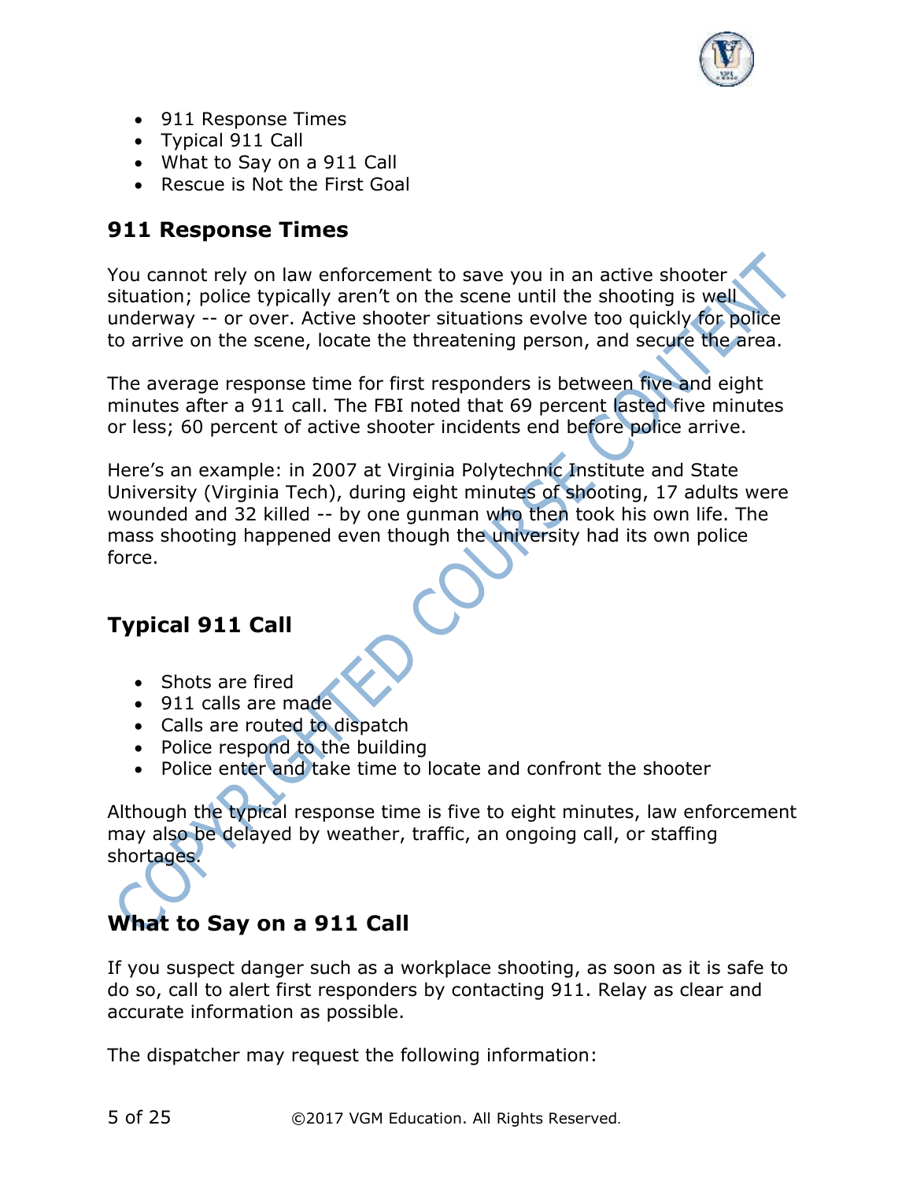- 911 Response Times
- Typical 911 Call
- What to Say on a 911 Call
- Rescue is Not the First Goal

## 911 Response Times

You cannot rely on law enforcement to save you in an active shooter situation; police typically aren't on the scene until the shooting is well underway -- or over. Active shooter situations evolve too quickly for police to arrive on the scene, locate the threatening person, and secure the area.

The average response time for first responders is between five and eight minutes after a 911 call. The FBI noted that 69 percent lasted five minutes or less; 60 percent of active shooter incidents end before police arrive.

Here's an example: in 2007 at Virginia Polytechnic Institute and State University (Virginia Tech), during eight minutes of shooting, 17 adults were wounded and 32 killed -- by one gunman who then took his own life. The mass shooting happened even though the university had its own police force.

## Typical 911 Call

- Shots are fired
- 911 calls are made
- Calls are routed to dispatch
- Police respond to the building
- Police enter and take time to locate and confront the shooter

Although the typical response time is five to eight minutes, law enforcement may also be delayed by weather, traffic, an ongoing call, or staffing shortages.

## What to Say on a 911 Call

If you suspect danger such as a workplace shooting, as soon as it is safe to do so, call to alert first responders by contacting 911. Relay as clear and accurate information as possible.

The dispatcher may request the following information: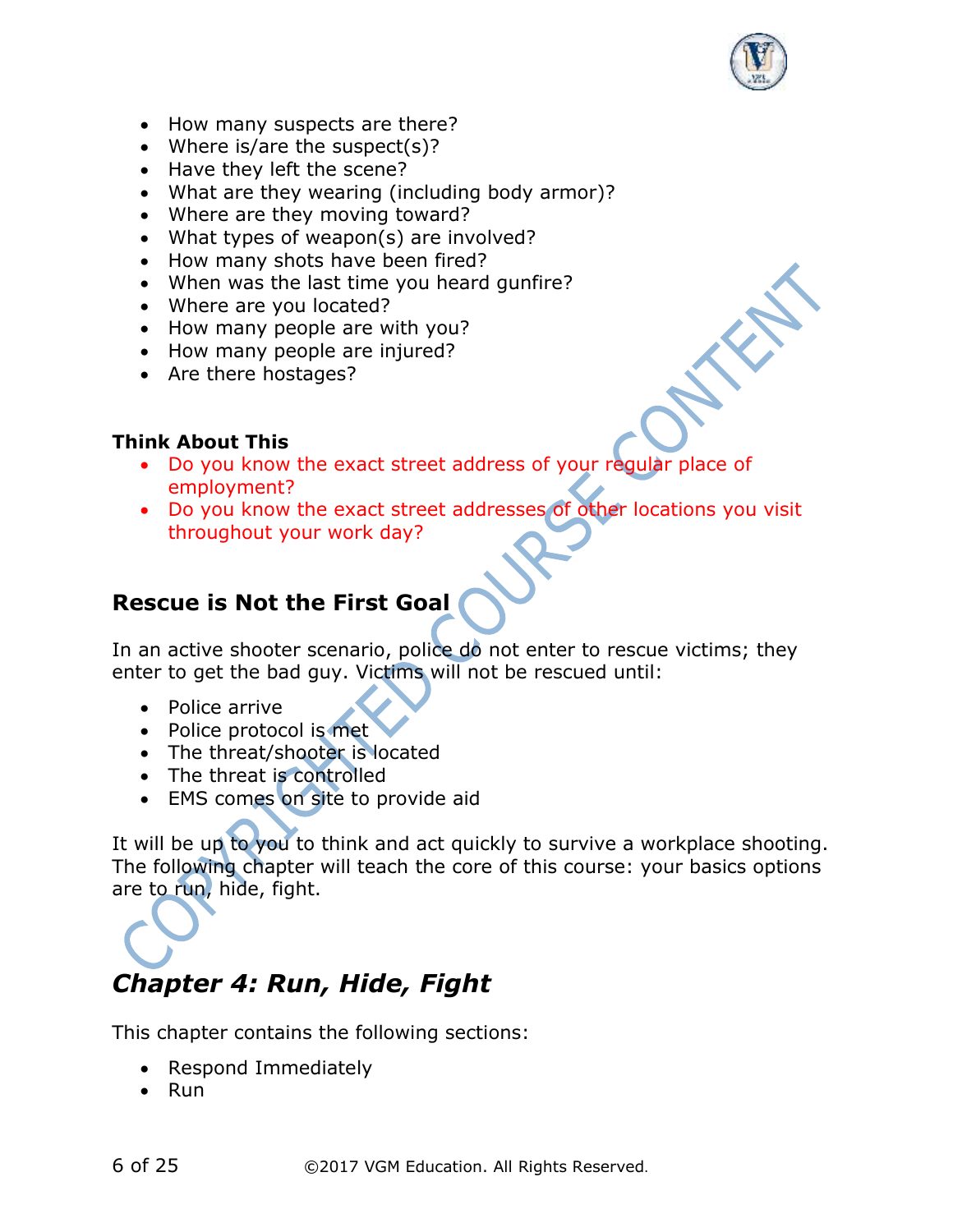- How many suspects are there?
- Where is/are the suspect(s)?
- Have they left the scene?
- What are they wearing (including body armor)?
- Where are they moving toward?
- What types of weapon(s) are involved?
- How many shots have been fired?
- When was the last time you heard gunfire?
- Where are you located?
- How many people are with you?
- How many people are injured?
- Are there hostages?

**Think About This**

- Do you know the exact street address of your regular place of employment?
- Do you know the exact street addresses of other locations you visit throughout your work day?

### Rescue is Not the First Goal

In an active shooter scenario, police do not enter to rescue victims; they enter to get the bad guy. Victims will not be rescued until:

- Police arrive
- Police protocol is met
- The threat/shooter is located
- The threat is controlled
- EMS comes on site to provide aid

It will be up to you to think and act quickly to survive a workplace shooting. The following chapter will teach the core of this course: your basics options are to run, hide, fight.

## *Chapter 4: Run, Hide, Fight*

This chapter contains the following sections:

- Respond Immediately
- Run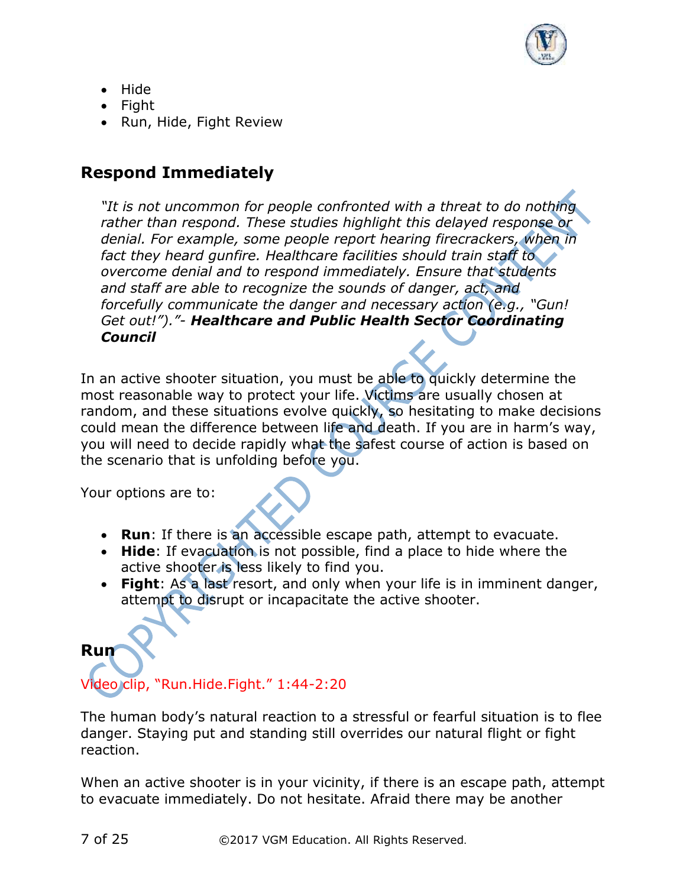- Hide
- Fight
- Run, Hide, Fight Review

## Respond Immediately

> *"It is not uncommon for people confronted with a threat to do nothing rather than respond. These studies highlight this delayed response or denial. For example, some people report hearing firecrackers, when in fact they heard gunfire. Healthcare facilities should train staff to overcome denial and to respond immediately. Ensure that students and staff are able to recognize the sounds of danger, act, and forcefully communicate the danger and necessary action (e.g., "Gun! Get out!")."- **Healthcare and Public Health Sector Coordinating Council***

In an active shooter situation, you must be able to quickly determine the most reasonable way to protect your life. Victims are usually chosen at random, and these situations evolve quickly, so hesitating to make decisions could mean the difference between life and death. If you are in harm's way, you will need to decide rapidly what the safest course of action is based on the scenario that is unfolding before you.

Your options are to:

- **Run**: If there is an accessible escape path, attempt to evacuate.
- **Hide**: If evacuation is not possible, find a place to hide where the active shooter is less likely to find you.
- **Fight**: As a last resort, and only when your life is in imminent danger, attempt to disrupt or incapacitate the active shooter.

## Run

Video clip, "Run.Hide.Fight." 1:44-2:20

The human body's natural reaction to a stressful or fearful situation is to flee danger. Staying put and standing still overrides our natural flight or fight reaction.

When an active shooter is in your vicinity, if there is an escape path, attempt to evacuate immediately. Do not hesitate. Afraid there may be another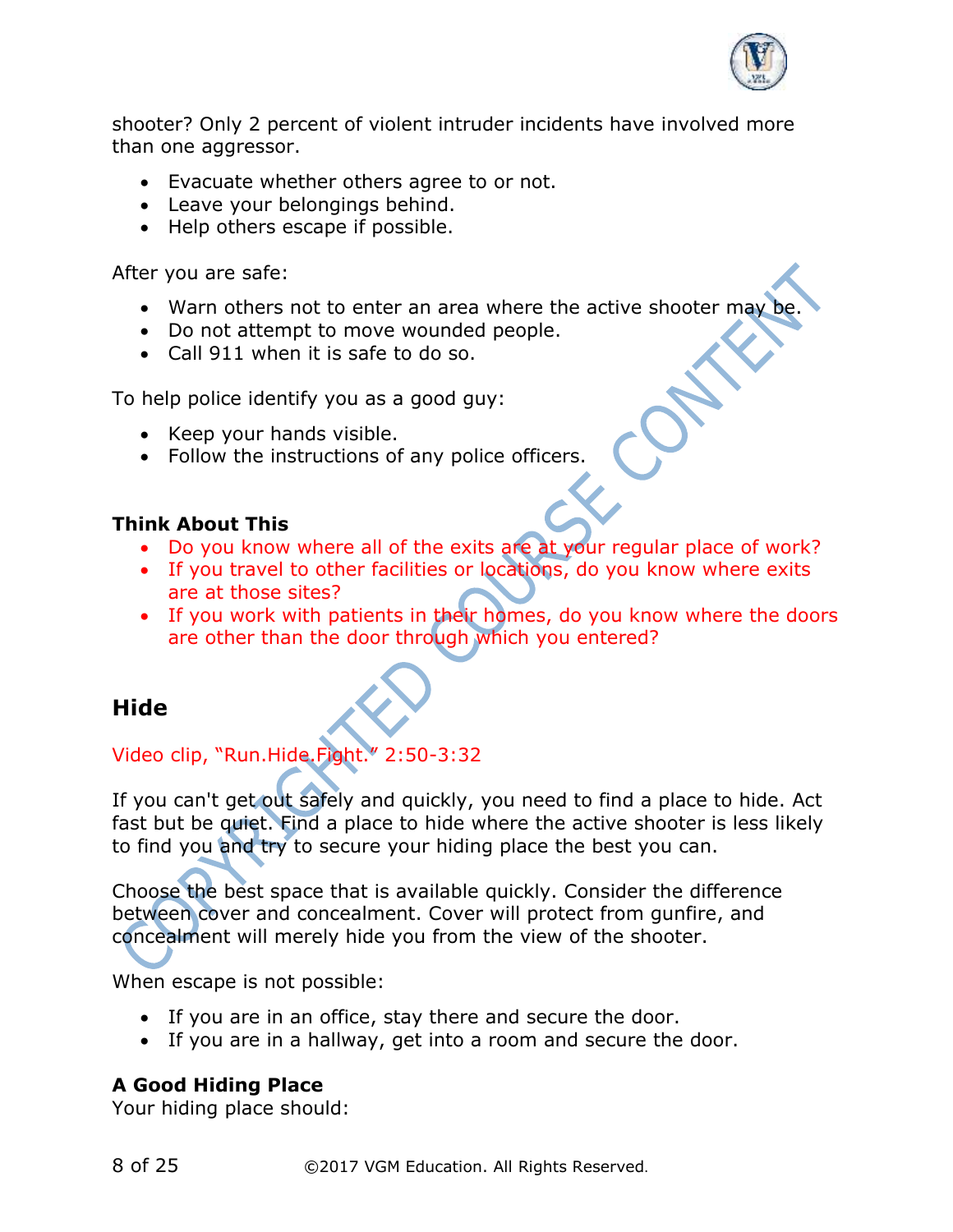shooter? Only 2 percent of violent intruder incidents have involved more than one aggressor.

- Evacuate whether others agree to or not.
- Leave your belongings behind.
- Help others escape if possible.

After you are safe:

- Warn others not to enter an area where the active shooter may be.
- Do not attempt to move wounded people.
- Call 911 when it is safe to do so.

To help police identify you as a good guy:

- Keep your hands visible.
- Follow the instructions of any police officers.

**Think About This**

- Do you know where all of the exits are at your regular place of work?
- If you travel to other facilities or locations, do you know where exits are at those sites?
- If you work with patients in their homes, do you know where the doors are other than the door through which you entered?

## Hide

Video clip, "Run.Hide.Fight." 2:50-3:32

If you can't get out safely and quickly, you need to find a place to hide. Act fast but be quiet. Find a place to hide where the active shooter is less likely to find you and try to secure your hiding place the best you can.

Choose the best space that is available quickly. Consider the difference between cover and concealment. Cover will protect from gunfire, and concealment will merely hide you from the view of the shooter.

When escape is not possible:

- If you are in an office, stay there and secure the door.
- If you are in a hallway, get into a room and secure the door.

**A Good Hiding Place**

Your hiding place should: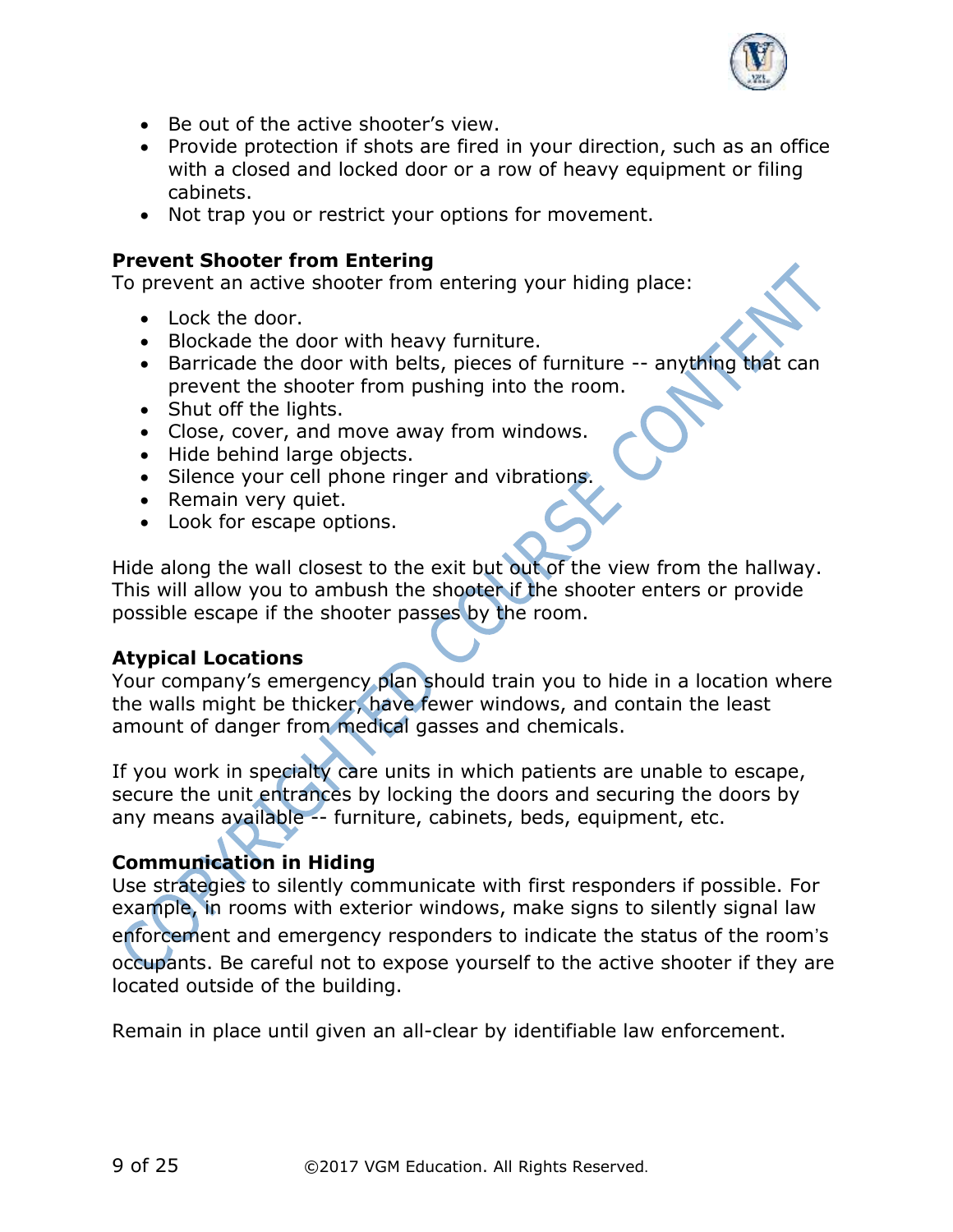- Be out of the active shooter's view.
- Provide protection if shots are fired in your direction, such as an office with a closed and locked door or a row of heavy equipment or filing cabinets.
- Not trap you or restrict your options for movement.

**Prevent Shooter from Entering**

To prevent an active shooter from entering your hiding place:

- Lock the door.
- Blockade the door with heavy furniture.
- Barricade the door with belts, pieces of furniture -- anything that can prevent the shooter from pushing into the room.
- Shut off the lights.
- Close, cover, and move away from windows.
- Hide behind large objects.
- Silence your cell phone ringer and vibrations.
- Remain very quiet.
- Look for escape options.

Hide along the wall closest to the exit but out of the view from the hallway. This will allow you to ambush the shooter if the shooter enters or provide possible escape if the shooter passes by the room.

**Atypical Locations**

Your company's emergency plan should train you to hide in a location where the walls might be thicker, have fewer windows, and contain the least amount of danger from medical gasses and chemicals.

If you work in specialty care units in which patients are unable to escape, secure the unit entrances by locking the doors and securing the doors by any means available -- furniture, cabinets, beds, equipment, etc.

**Communication in Hiding**

Use strategies to silently communicate with first responders if possible. For example, in rooms with exterior windows, make signs to silently signal law enforcement and emergency responders to indicate the status of the room's occupants. Be careful not to expose yourself to the active shooter if they are located outside of the building.

Remain in place until given an all-clear by identifiable law enforcement.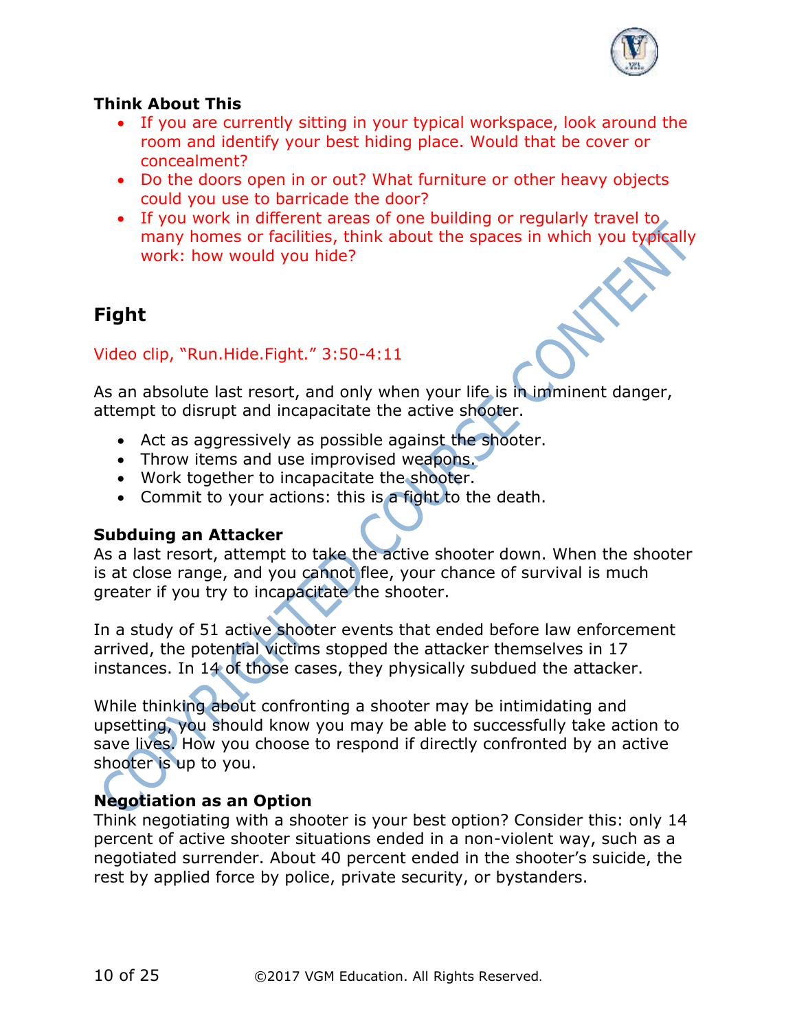**Think About This**

- If you are currently sitting in your typical workspace, look around the room and identify your best hiding place. Would that be cover or concealment?
- Do the doors open in or out? What furniture or other heavy objects could you use to barricade the door?
- If you work in different areas of one building or regularly travel to many homes or facilities, think about the spaces in which you typically work: how would you hide?

## Fight

Video clip, "Run.Hide.Fight." 3:50-4:11

As an absolute last resort, and only when your life is in imminent danger, attempt to disrupt and incapacitate the active shooter.

- Act as aggressively as possible against the shooter.
- Throw items and use improvised weapons.
- Work together to incapacitate the shooter.
- Commit to your actions: this is a fight to the death.

**Subduing an Attacker**

As a last resort, attempt to take the active shooter down. When the shooter is at close range, and you cannot flee, your chance of survival is much greater if you try to incapacitate the shooter.

In a study of 51 active shooter events that ended before law enforcement arrived, the potential victims stopped the attacker themselves in 17 instances. In 14 of those cases, they physically subdued the attacker.

While thinking about confronting a shooter may be intimidating and upsetting, you should know you may be able to successfully take action to save lives. How you choose to respond if directly confronted by an active shooter is up to you.

**Negotiation as an Option**

Think negotiating with a shooter is your best option? Consider this: only 14 percent of active shooter situations ended in a non-violent way, such as a negotiated surrender. About 40 percent ended in the shooter's suicide, the rest by applied force by police, private security, or bystanders.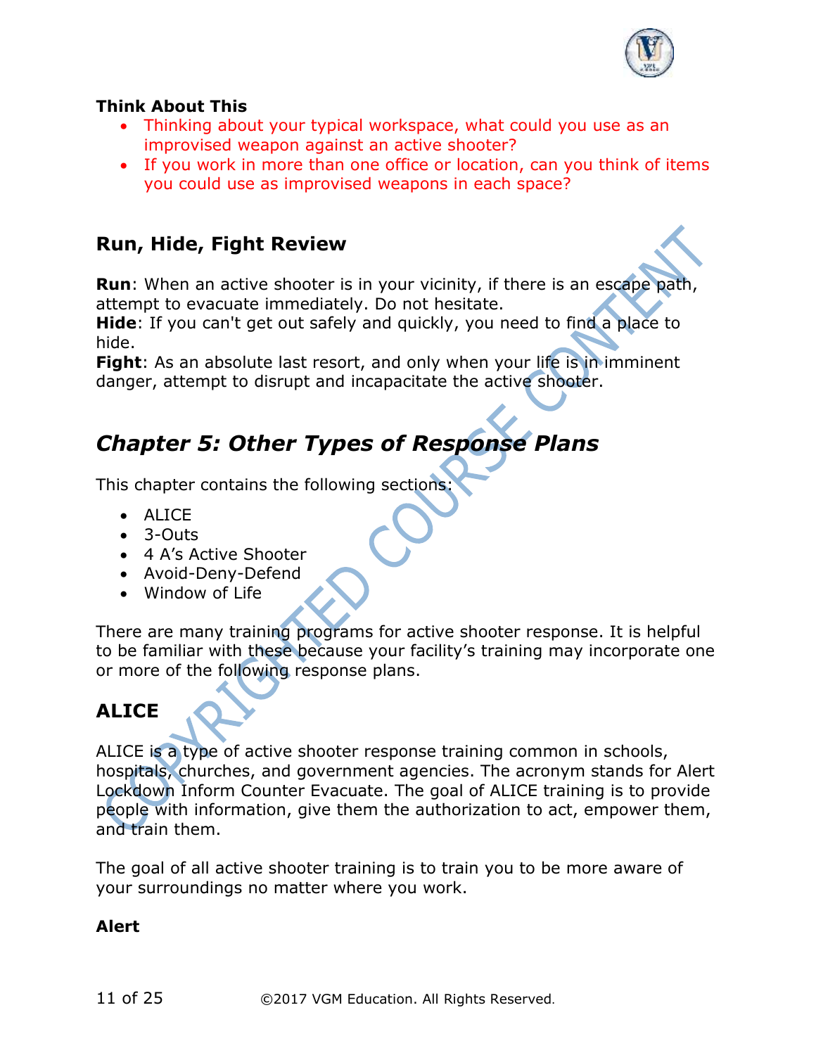**Think About This**

- Thinking about your typical workspace, what could you use as an improvised weapon against an active shooter?
- If you work in more than one office or location, can you think of items you could use as improvised weapons in each space?

## Run, Hide, Fight Review

**Run**: When an active shooter is in your vicinity, if there is an escape path, attempt to evacuate immediately. Do not hesitate.
**Hide**: If you can't get out safely and quickly, you need to find a place to hide.
**Fight**: As an absolute last resort, and only when your life is in imminent danger, attempt to disrupt and incapacitate the active shooter.

# *Chapter 5: Other Types of Response Plans*

This chapter contains the following sections:

- ALICE
- 3-Outs
- 4 A's Active Shooter
- Avoid-Deny-Defend
- Window of Life

There are many training programs for active shooter response. It is helpful to be familiar with these because your facility's training may incorporate one or more of the following response plans.

## ALICE

ALICE is a type of active shooter response training common in schools, hospitals, churches, and government agencies. The acronym stands for Alert Lockdown Inform Counter Evacuate. The goal of ALICE training is to provide people with information, give them the authorization to act, empower them, and train them.

The goal of all active shooter training is to train you to be more aware of your surroundings no matter where you work.

**Alert**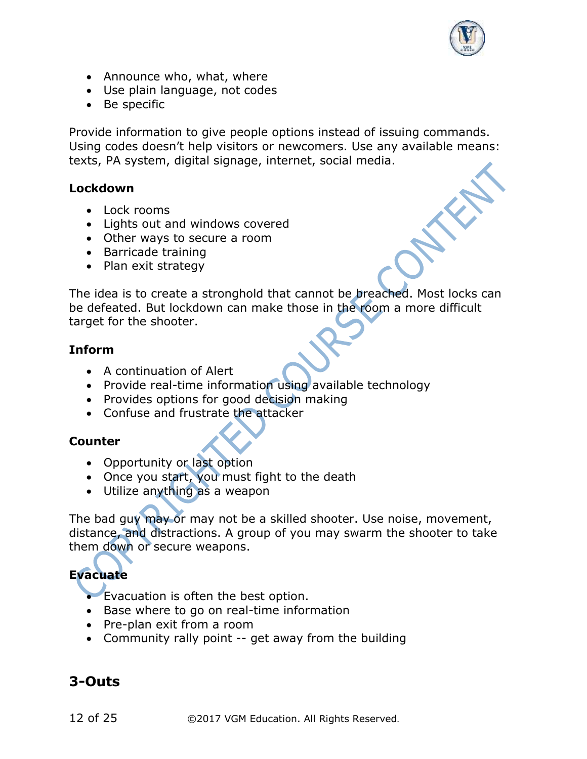- Announce who, what, where
- Use plain language, not codes
- Be specific

Provide information to give people options instead of issuing commands. Using codes doesn't help visitors or newcomers. Use any available means: texts, PA system, digital signage, internet, social media.

**Lockdown**

- Lock rooms
- Lights out and windows covered
- Other ways to secure a room
- Barricade training
- Plan exit strategy

The idea is to create a stronghold that cannot be breached. Most locks can be defeated. But lockdown can make those in the room a more difficult target for the shooter.

**Inform**

- A continuation of Alert
- Provide real-time information using available technology
- Provides options for good decision making
- Confuse and frustrate the attacker

**Counter**

- Opportunity or last option
- Once you start, you must fight to the death
- Utilize anything as a weapon

The bad guy may or may not be a skilled shooter. Use noise, movement, distance, and distractions. A group of you may swarm the shooter to take them down or secure weapons.

**Evacuate**

- Evacuation is often the best option.
- Base where to go on real-time information
- Pre-plan exit from a room
- Community rally point -- get away from the building

## 3-Outs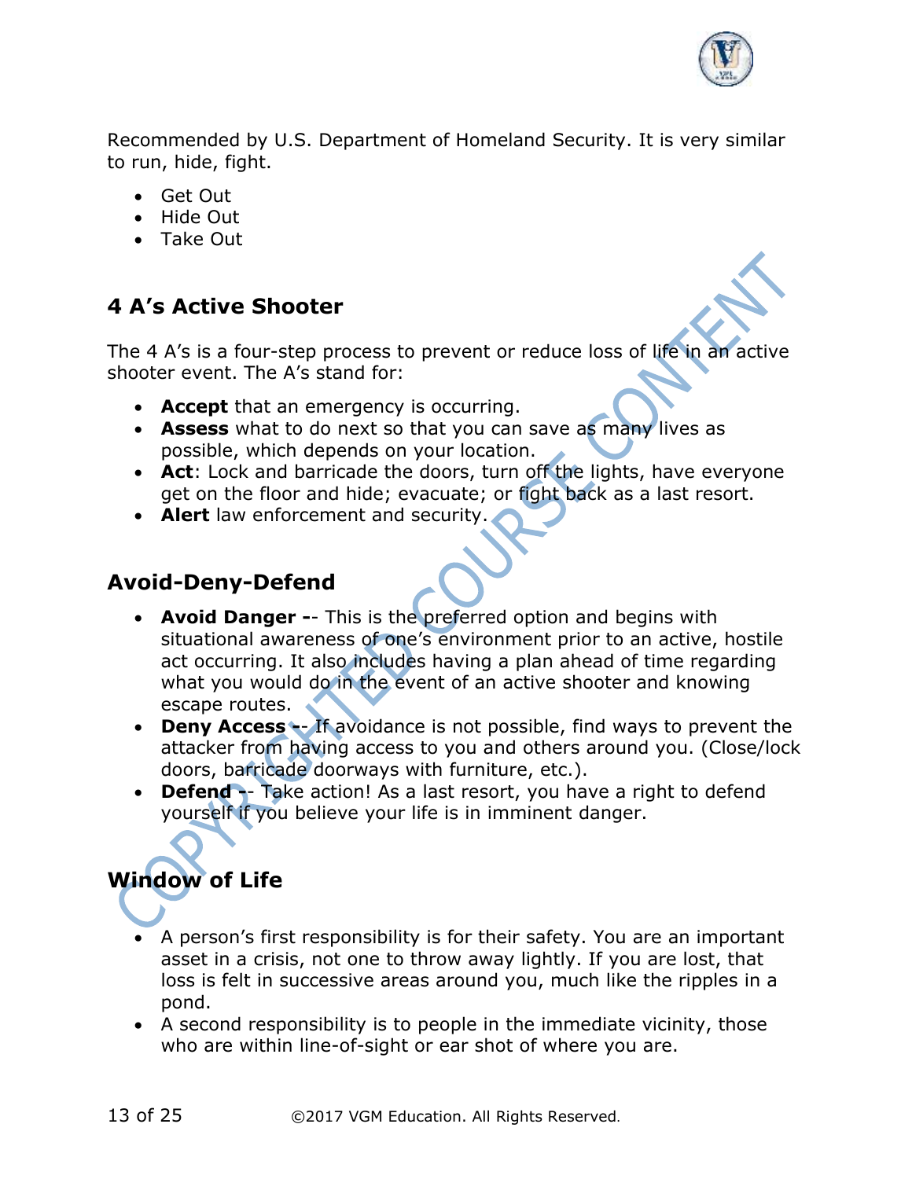Recommended by U.S. Department of Homeland Security. It is very similar to run, hide, fight.

- Get Out
- Hide Out
- Take Out

## 4 A's Active Shooter

The 4 A's is a four-step process to prevent or reduce loss of life in an active shooter event. The A's stand for:

- **Accept** that an emergency is occurring.
- **Assess** what to do next so that you can save as many lives as possible, which depends on your location.
- **Act**: Lock and barricade the doors, turn off the lights, have everyone get on the floor and hide; evacuate; or fight back as a last resort.
- **Alert** law enforcement and security.

## Avoid-Deny-Defend

- **Avoid Danger --** This is the preferred option and begins with situational awareness of one's environment prior to an active, hostile act occurring. It also includes having a plan ahead of time regarding what you would do in the event of an active shooter and knowing escape routes.
- **Deny Access --** If avoidance is not possible, find ways to prevent the attacker from having access to you and others around you. (Close/lock doors, barricade doorways with furniture, etc.).
- **Defend --** Take action! As a last resort, you have a right to defend yourself if you believe your life is in imminent danger.

## Window of Life

- A person's first responsibility is for their safety. You are an important asset in a crisis, not one to throw away lightly. If you are lost, that loss is felt in successive areas around you, much like the ripples in a pond.
- A second responsibility is to people in the immediate vicinity, those who are within line-of-sight or ear shot of where you are.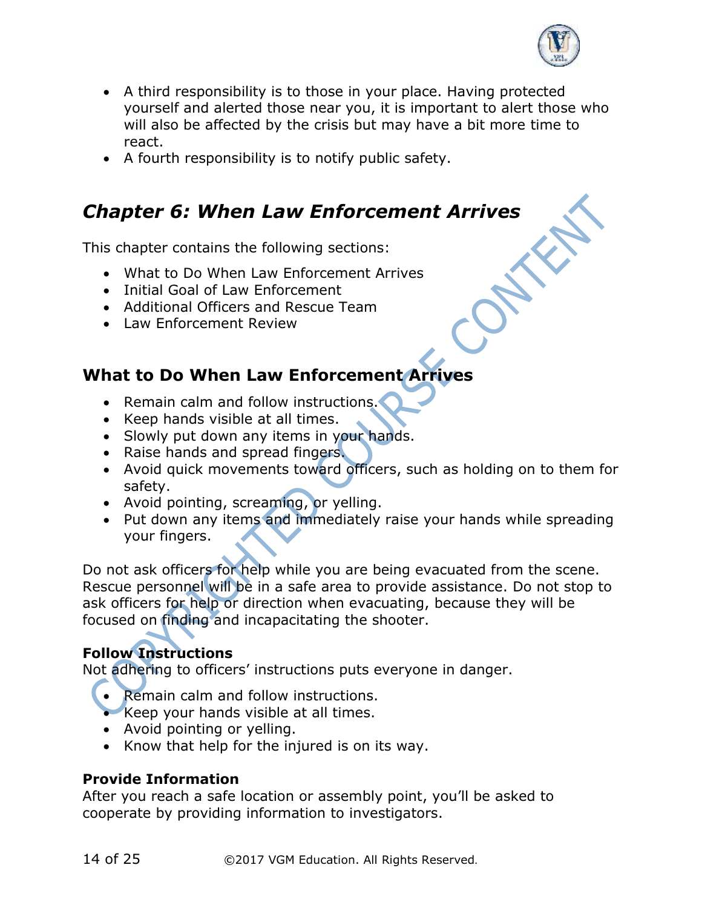- A third responsibility is to those in your place. Having protected yourself and alerted those near you, it is important to alert those who will also be affected by the crisis but may have a bit more time to react.
- A fourth responsibility is to notify public safety.

# *Chapter 6: When Law Enforcement Arrives*

This chapter contains the following sections:

- What to Do When Law Enforcement Arrives
- Initial Goal of Law Enforcement
- Additional Officers and Rescue Team
- Law Enforcement Review

## What to Do When Law Enforcement Arrives

- Remain calm and follow instructions.
- Keep hands visible at all times.
- Slowly put down any items in your hands.
- Raise hands and spread fingers.
- Avoid quick movements toward officers, such as holding on to them for safety.
- Avoid pointing, screaming, or yelling.
- Put down any items and immediately raise your hands while spreading your fingers.

Do not ask officers for help while you are being evacuated from the scene. Rescue personnel will be in a safe area to provide assistance. Do not stop to ask officers for help or direction when evacuating, because they will be focused on finding and incapacitating the shooter.

**Follow Instructions**

Not adhering to officers' instructions puts everyone in danger.

- Remain calm and follow instructions.
- Keep your hands visible at all times.
- Avoid pointing or yelling.
- Know that help for the injured is on its way.

**Provide Information**

After you reach a safe location or assembly point, you'll be asked to cooperate by providing information to investigators.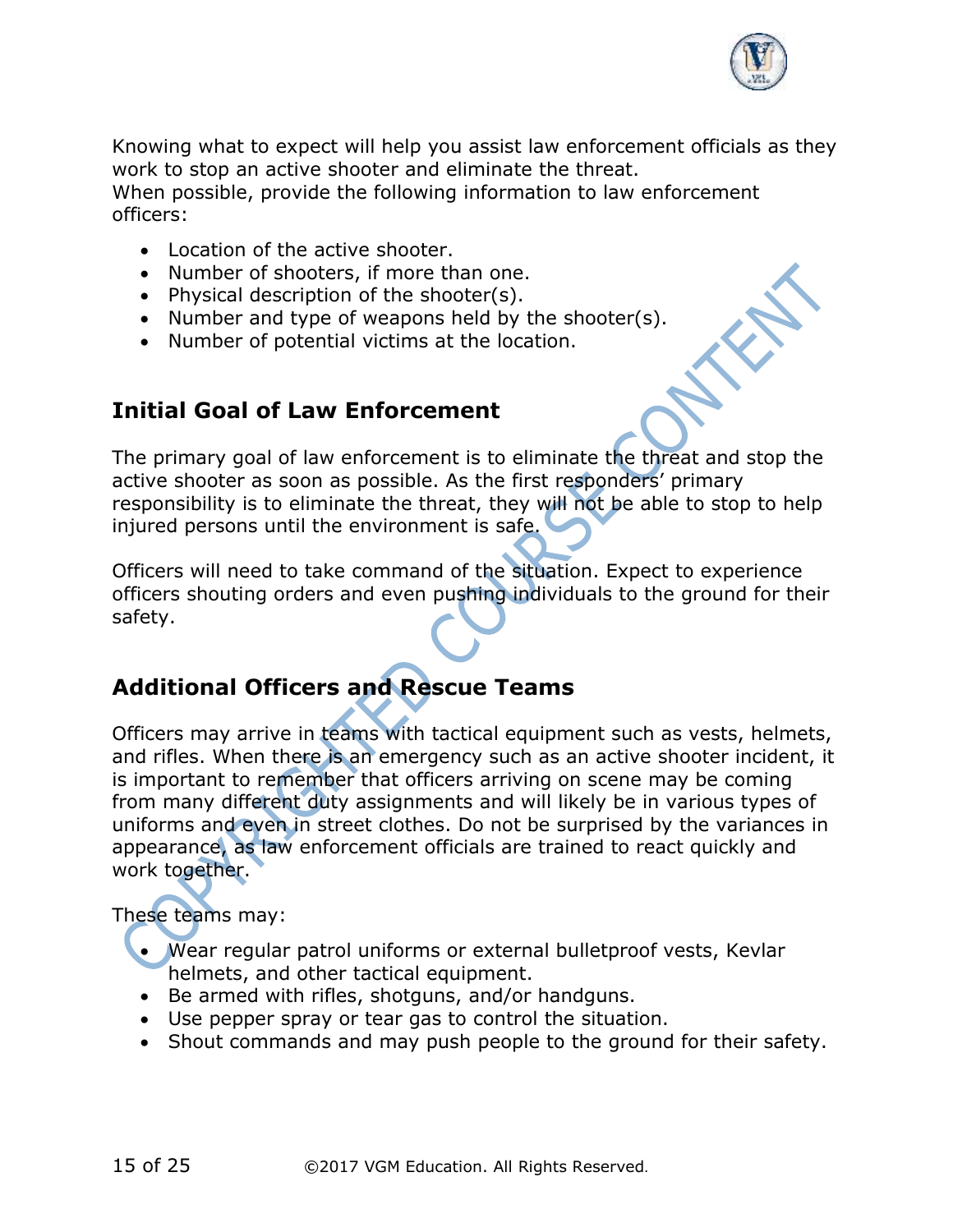Knowing what to expect will help you assist law enforcement officials as they work to stop an active shooter and eliminate the threat.
When possible, provide the following information to law enforcement officers:

- Location of the active shooter.
- Number of shooters, if more than one.
- Physical description of the shooter(s).
- Number and type of weapons held by the shooter(s).
- Number of potential victims at the location.

## Initial Goal of Law Enforcement

The primary goal of law enforcement is to eliminate the threat and stop the active shooter as soon as possible. As the first responders' primary responsibility is to eliminate the threat, they will not be able to stop to help injured persons until the environment is safe.

Officers will need to take command of the situation. Expect to experience officers shouting orders and even pushing individuals to the ground for their safety.

## Additional Officers and Rescue Teams

Officers may arrive in teams with tactical equipment such as vests, helmets, and rifles. When there is an emergency such as an active shooter incident, it is important to remember that officers arriving on scene may be coming from many different duty assignments and will likely be in various types of uniforms and even in street clothes. Do not be surprised by the variances in appearance, as law enforcement officials are trained to react quickly and work together.

These teams may:

- Wear regular patrol uniforms or external bulletproof vests, Kevlar helmets, and other tactical equipment.
- Be armed with rifles, shotguns, and/or handguns.
- Use pepper spray or tear gas to control the situation.
- Shout commands and may push people to the ground for their safety.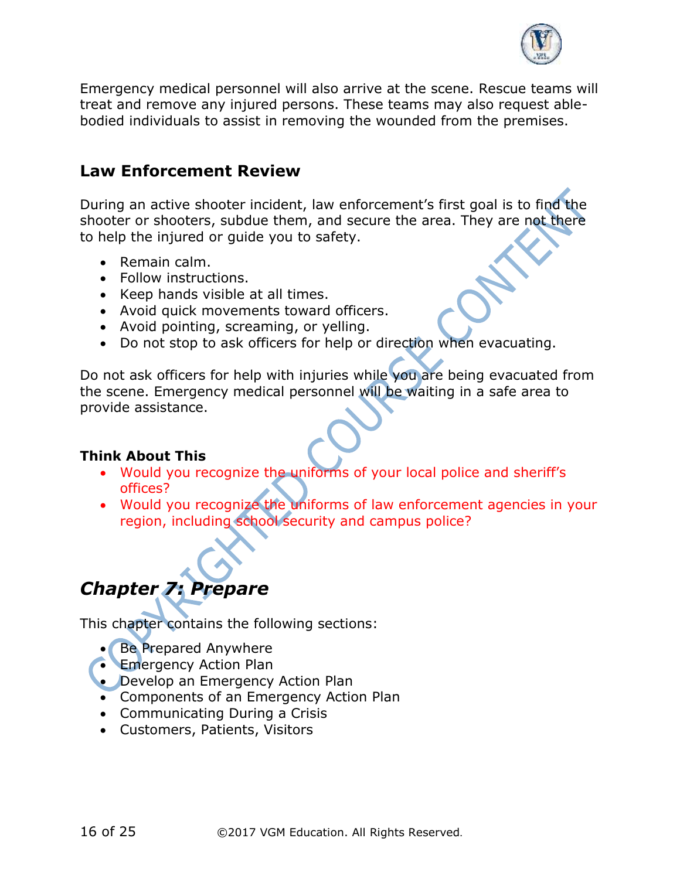Emergency medical personnel will also arrive at the scene. Rescue teams will treat and remove any injured persons. These teams may also request able-bodied individuals to assist in removing the wounded from the premises.

### Law Enforcement Review

During an active shooter incident, law enforcement's first goal is to find the shooter or shooters, subdue them, and secure the area. They are not there to help the injured or guide you to safety.

- Remain calm.
- Follow instructions.
- Keep hands visible at all times.
- Avoid quick movements toward officers.
- Avoid pointing, screaming, or yelling.
- Do not stop to ask officers for help or direction when evacuating.

Do not ask officers for help with injuries while you are being evacuated from the scene. Emergency medical personnel will be waiting in a safe area to provide assistance.

**Think About This**

- Would you recognize the uniforms of your local police and sheriff's offices?
- Would you recognize the uniforms of law enforcement agencies in your region, including school security and campus police?

## *Chapter 7: Prepare*

This chapter contains the following sections:

- Be Prepared Anywhere
- Emergency Action Plan
- Develop an Emergency Action Plan
- Components of an Emergency Action Plan
- Communicating During a Crisis
- Customers, Patients, Visitors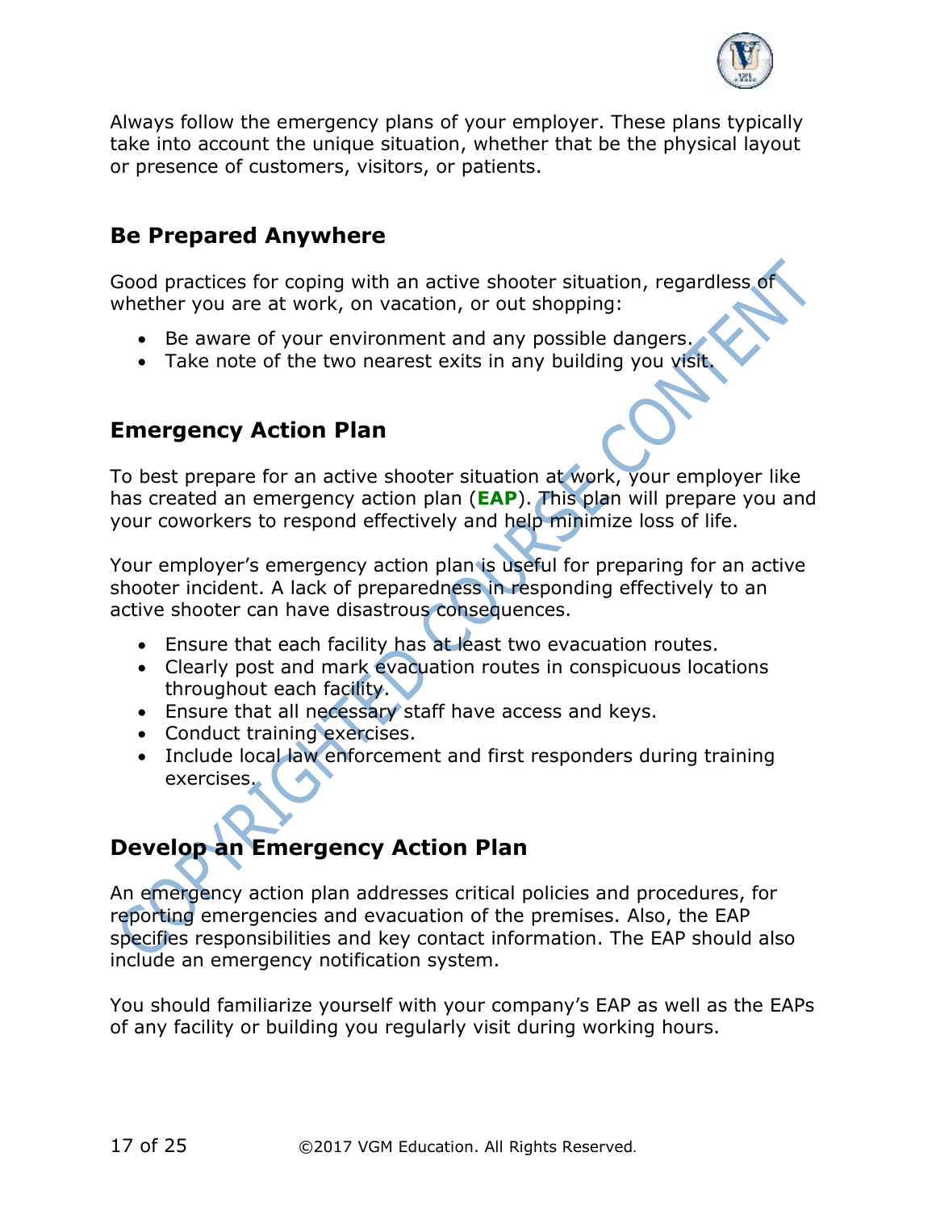Always follow the emergency plans of your employer. These plans typically take into account the unique situation, whether that be the physical layout or presence of customers, visitors, or patients.

## Be Prepared Anywhere

Good practices for coping with an active shooter situation, regardless of whether you are at work, on vacation, or out shopping:

- Be aware of your environment and any possible dangers.
- Take note of the two nearest exits in any building you visit.

## Emergency Action Plan

To best prepare for an active shooter situation at work, your employer like has created an emergency action plan (**EAP**). This plan will prepare you and your coworkers to respond effectively and help minimize loss of life.

Your employer's emergency action plan is useful for preparing for an active shooter incident. A lack of preparedness in responding effectively to an active shooter can have disastrous consequences.

- Ensure that each facility has at least two evacuation routes.
- Clearly post and mark evacuation routes in conspicuous locations throughout each facility.
- Ensure that all necessary staff have access and keys.
- Conduct training exercises.
- Include local law enforcement and first responders during training exercises.

## Develop an Emergency Action Plan

An emergency action plan addresses critical policies and procedures, for reporting emergencies and evacuation of the premises. Also, the EAP specifies responsibilities and key contact information. The EAP should also include an emergency notification system.

You should familiarize yourself with your company's EAP as well as the EAPs of any facility or building you regularly visit during working hours.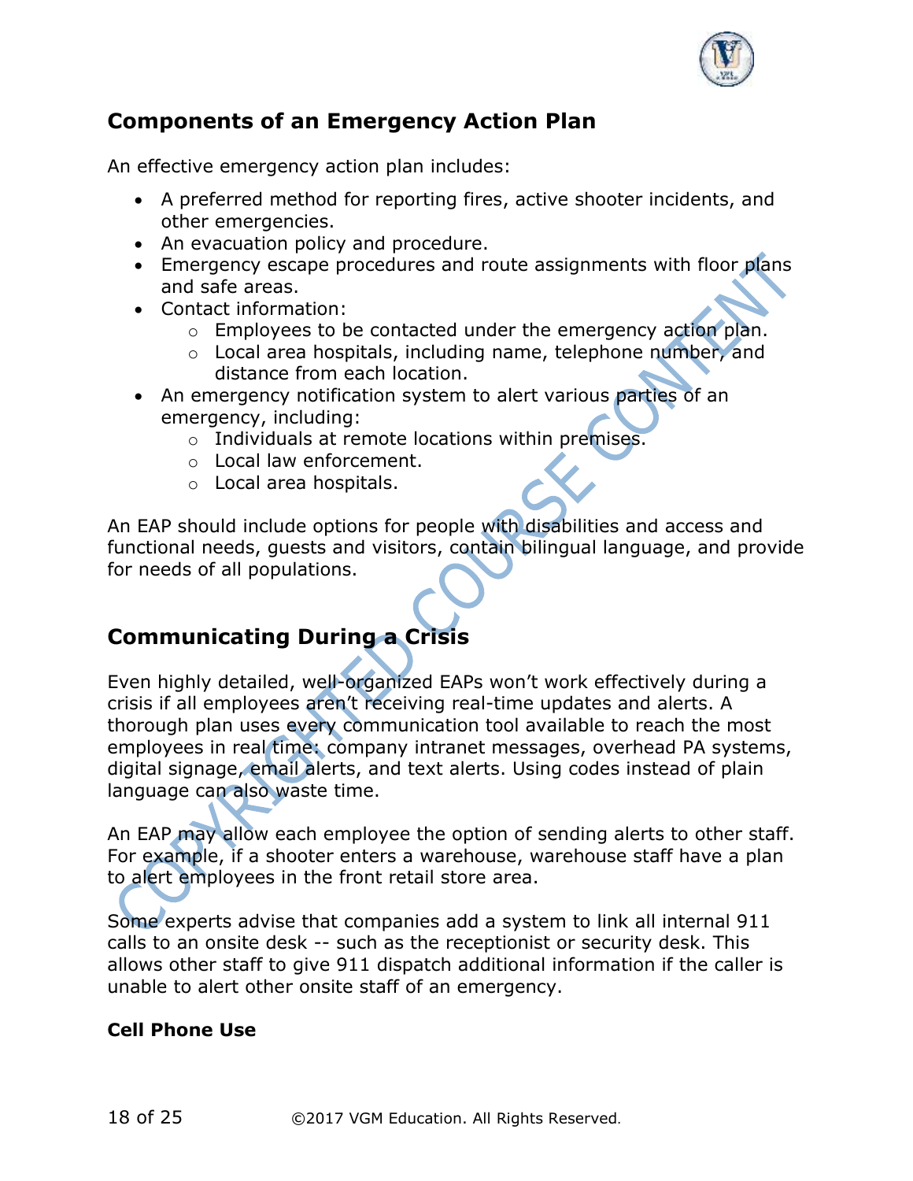## Components of an Emergency Action Plan

An effective emergency action plan includes:

- A preferred method for reporting fires, active shooter incidents, and other emergencies.
- An evacuation policy and procedure.
- Emergency escape procedures and route assignments with floor plans and safe areas.
- Contact information:
  - Employees to be contacted under the emergency action plan.
  - Local area hospitals, including name, telephone number, and distance from each location.
- An emergency notification system to alert various parties of an emergency, including:
  - Individuals at remote locations within premises.
  - Local law enforcement.
  - Local area hospitals.

An EAP should include options for people with disabilities and access and functional needs, guests and visitors, contain bilingual language, and provide for needs of all populations.

## Communicating During a Crisis

Even highly detailed, well-organized EAPs won't work effectively during a crisis if all employees aren't receiving real-time updates and alerts. A thorough plan uses every communication tool available to reach the most employees in real time: company intranet messages, overhead PA systems, digital signage, email alerts, and text alerts. Using codes instead of plain language can also waste time.

An EAP may allow each employee the option of sending alerts to other staff. For example, if a shooter enters a warehouse, warehouse staff have a plan to alert employees in the front retail store area.

Some experts advise that companies add a system to link all internal 911 calls to an onsite desk -- such as the receptionist or security desk. This allows other staff to give 911 dispatch additional information if the caller is unable to alert other onsite staff of an emergency.

### Cell Phone Use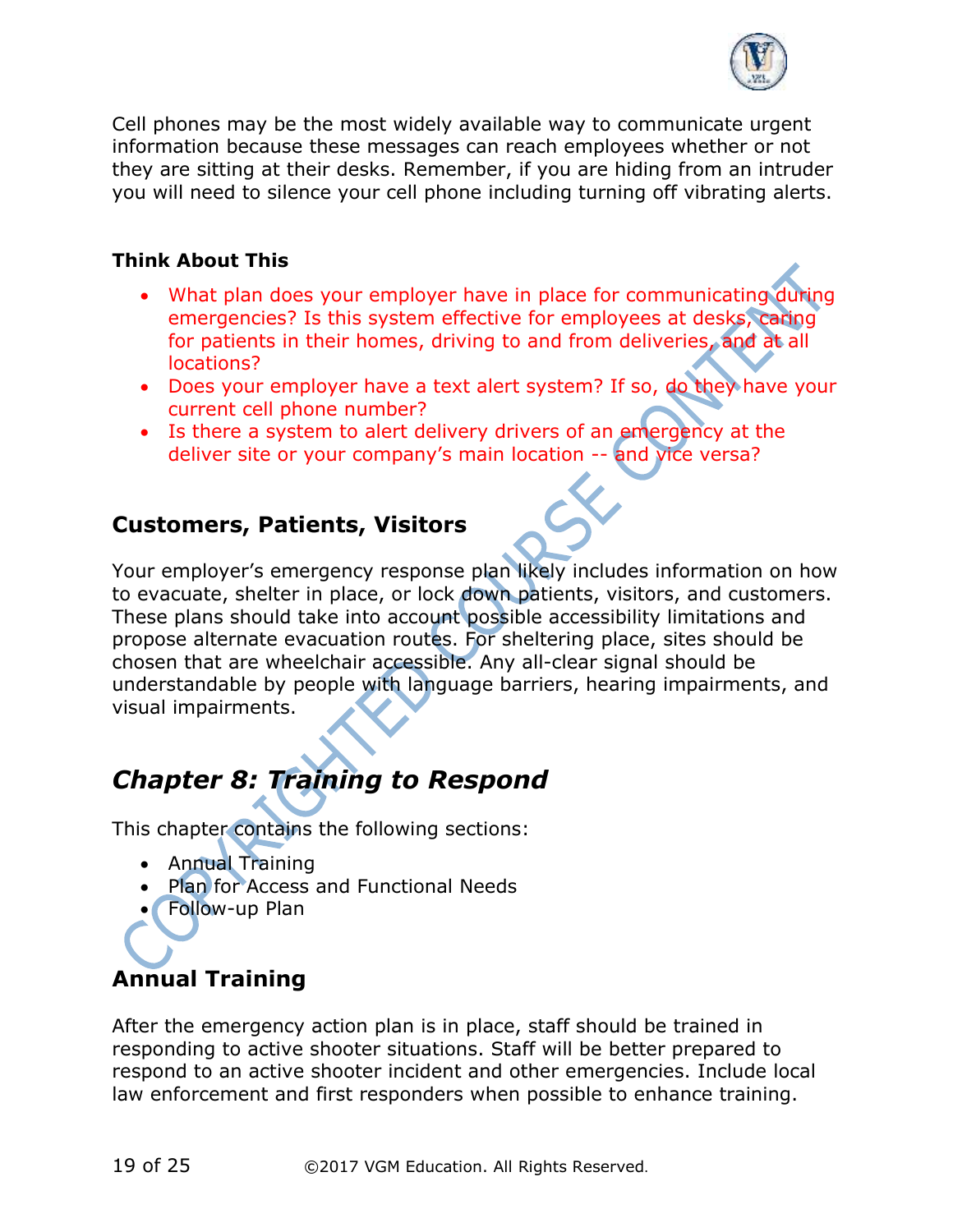Cell phones may be the most widely available way to communicate urgent information because these messages can reach employees whether or not they are sitting at their desks. Remember, if you are hiding from an intruder you will need to silence your cell phone including turning off vibrating alerts.

**Think About This**

- What plan does your employer have in place for communicating during emergencies? Is this system effective for employees at desks, caring for patients in their homes, driving to and from deliveries, and at all locations?
- Does your employer have a text alert system? If so, do they have your current cell phone number?
- Is there a system to alert delivery drivers of an emergency at the deliver site or your company's main location -- and vice versa?

## Customers, Patients, Visitors

Your employer's emergency response plan likely includes information on how to evacuate, shelter in place, or lock down patients, visitors, and customers. These plans should take into account possible accessibility limitations and propose alternate evacuation routes. For sheltering place, sites should be chosen that are wheelchair accessible. Any all-clear signal should be understandable by people with language barriers, hearing impairments, and visual impairments.

# *Chapter 8: Training to Respond*

This chapter contains the following sections:

- Annual Training
- Plan for Access and Functional Needs
- Follow-up Plan

## Annual Training

After the emergency action plan is in place, staff should be trained in responding to active shooter situations. Staff will be better prepared to respond to an active shooter incident and other emergencies. Include local law enforcement and first responders when possible to enhance training.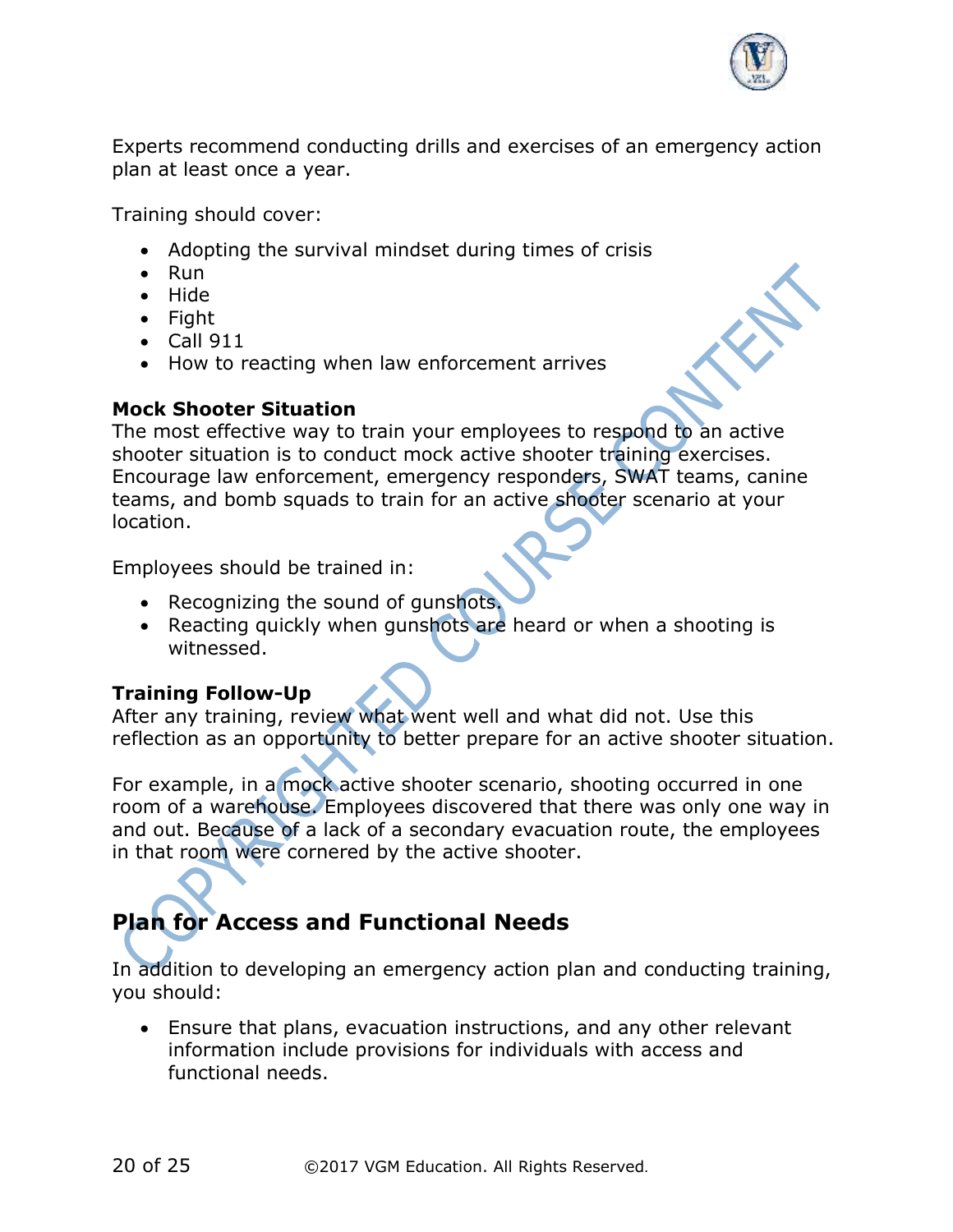Experts recommend conducting drills and exercises of an emergency action plan at least once a year.

Training should cover:

- Adopting the survival mindset during times of crisis
- Run
- Hide
- Fight
- Call 911
- How to reacting when law enforcement arrives

**Mock Shooter Situation**
The most effective way to train your employees to respond to an active shooter situation is to conduct mock active shooter training exercises. Encourage law enforcement, emergency responders, SWAT teams, canine teams, and bomb squads to train for an active shooter scenario at your location.

Employees should be trained in:

- Recognizing the sound of gunshots.
- Reacting quickly when gunshots are heard or when a shooting is witnessed.

**Training Follow-Up**
After any training, review what went well and what did not. Use this reflection as an opportunity to better prepare for an active shooter situation.

For example, in a mock active shooter scenario, shooting occurred in one room of a warehouse. Employees discovered that there was only one way in and out. Because of a lack of a secondary evacuation route, the employees in that room were cornered by the active shooter.

## Plan for Access and Functional Needs

In addition to developing an emergency action plan and conducting training, you should:

- Ensure that plans, evacuation instructions, and any other relevant information include provisions for individuals with access and functional needs.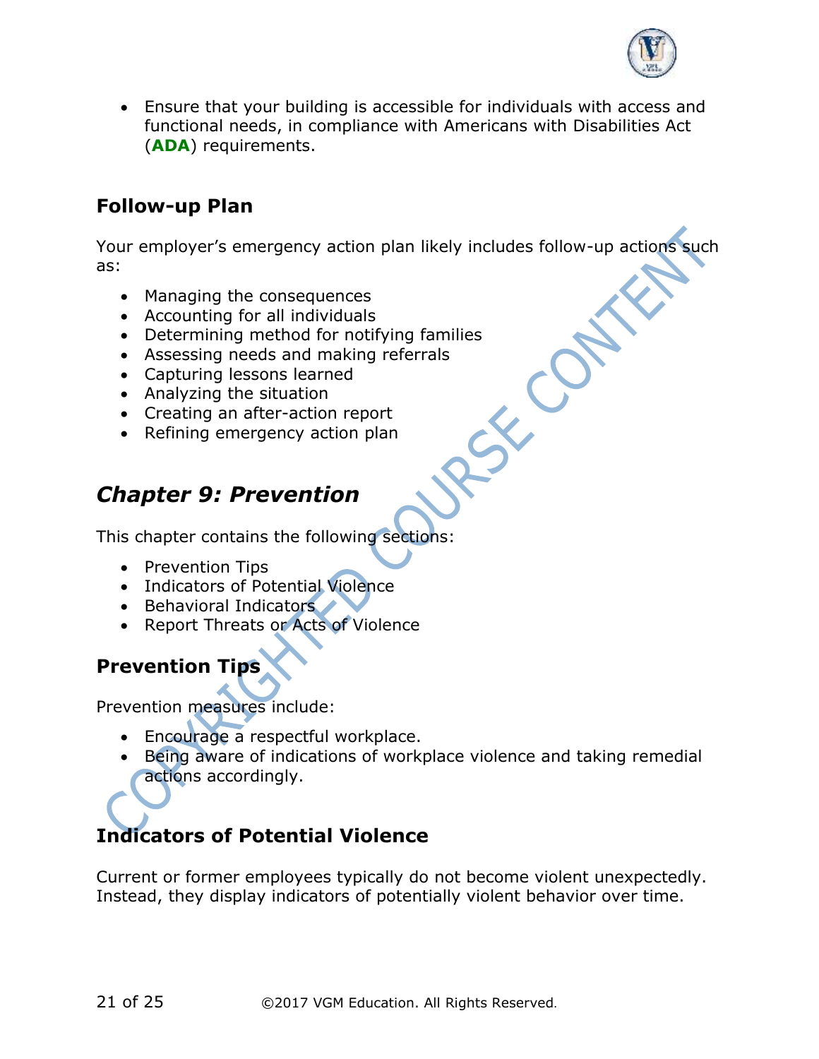- Ensure that your building is accessible for individuals with access and functional needs, in compliance with Americans with Disabilities Act (**ADA**) requirements.

## Follow-up Plan

Your employer's emergency action plan likely includes follow-up actions such as:

- Managing the consequences
- Accounting for all individuals
- Determining method for notifying families
- Assessing needs and making referrals
- Capturing lessons learned
- Analyzing the situation
- Creating an after-action report
- Refining emergency action plan

# *Chapter 9: Prevention*

This chapter contains the following sections:

- Prevention Tips
- Indicators of Potential Violence
- Behavioral Indicators
- Report Threats or Acts of Violence

## Prevention Tips

Prevention measures include:

- Encourage a respectful workplace.
- Being aware of indications of workplace violence and taking remedial actions accordingly.

## Indicators of Potential Violence

Current or former employees typically do not become violent unexpectedly. Instead, they display indicators of potentially violent behavior over time.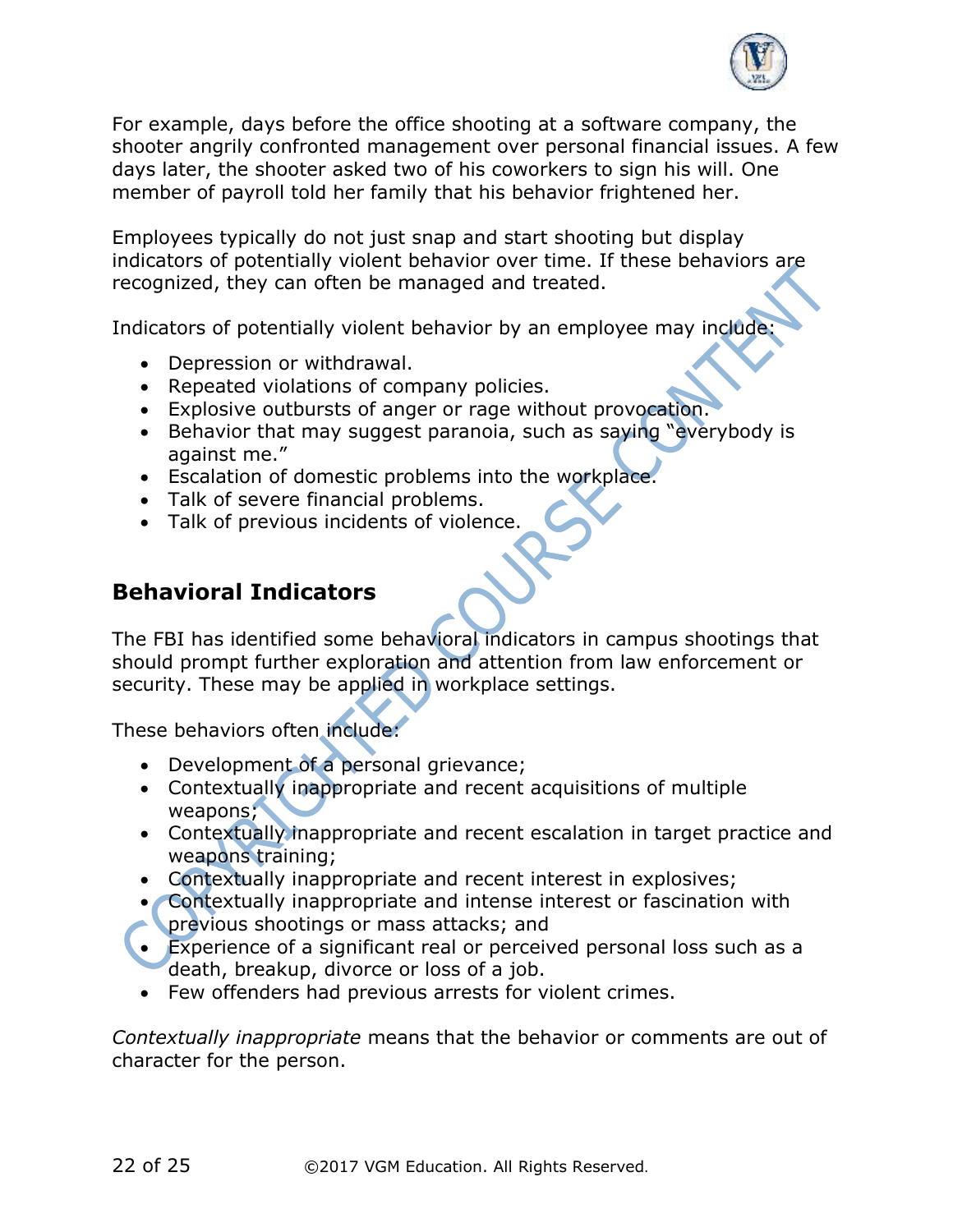For example, days before the office shooting at a software company, the shooter angrily confronted management over personal financial issues. A few days later, the shooter asked two of his coworkers to sign his will. One member of payroll told her family that his behavior frightened her.

Employees typically do not just snap and start shooting but display indicators of potentially violent behavior over time. If these behaviors are recognized, they can often be managed and treated.

Indicators of potentially violent behavior by an employee may include:

- Depression or withdrawal.
- Repeated violations of company policies.
- Explosive outbursts of anger or rage without provocation.
- Behavior that may suggest paranoia, such as saying "everybody is against me."
- Escalation of domestic problems into the workplace.
- Talk of severe financial problems.
- Talk of previous incidents of violence.

## Behavioral Indicators

The FBI has identified some behavioral indicators in campus shootings that should prompt further exploration and attention from law enforcement or security. These may be applied in workplace settings.

These behaviors often include:

- Development of a personal grievance;
- Contextually inappropriate and recent acquisitions of multiple weapons;
- Contextually inappropriate and recent escalation in target practice and weapons training;
- Contextually inappropriate and recent interest in explosives;
- Contextually inappropriate and intense interest or fascination with previous shootings or mass attacks; and
- Experience of a significant real or perceived personal loss such as a death, breakup, divorce or loss of a job.
- Few offenders had previous arrests for violent crimes.

*Contextually inappropriate* means that the behavior or comments are out of character for the person.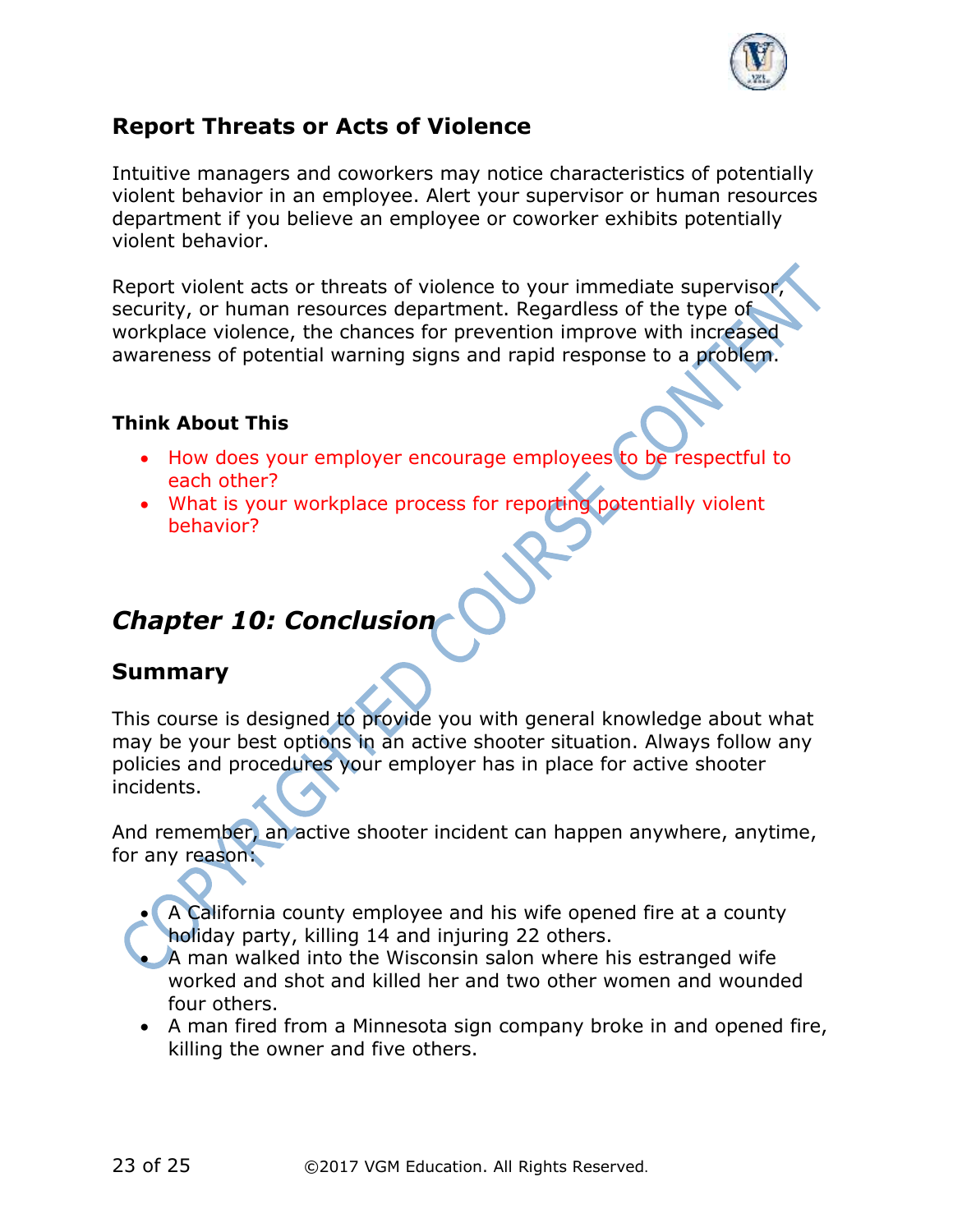## Report Threats or Acts of Violence

Intuitive managers and coworkers may notice characteristics of potentially violent behavior in an employee. Alert your supervisor or human resources department if you believe an employee or coworker exhibits potentially violent behavior.

Report violent acts or threats of violence to your immediate supervisor, security, or human resources department. Regardless of the type of workplace violence, the chances for prevention improve with increased awareness of potential warning signs and rapid response to a problem.

### Think About This

- How does your employer encourage employees to be respectful to each other?
- What is your workplace process for reporting potentially violent behavior?

# *Chapter 10: Conclusion*

## Summary

This course is designed to provide you with general knowledge about what may be your best options in an active shooter situation. Always follow any policies and procedures your employer has in place for active shooter incidents.

And remember, an active shooter incident can happen anywhere, anytime, for any reason:

- A California county employee and his wife opened fire at a county holiday party, killing 14 and injuring 22 others.
- A man walked into the Wisconsin salon where his estranged wife worked and shot and killed her and two other women and wounded four others.
- A man fired from a Minnesota sign company broke in and opened fire, killing the owner and five others.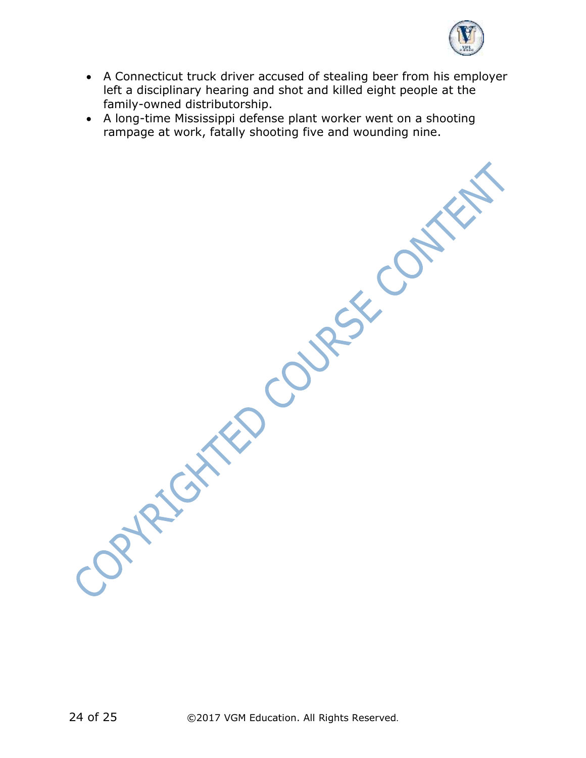- A Connecticut truck driver accused of stealing beer from his employer left a disciplinary hearing and shot and killed eight people at the family-owned distributorship.
- A long-time Mississippi defense plant worker went on a shooting rampage at work, fatally shooting five and wounding nine.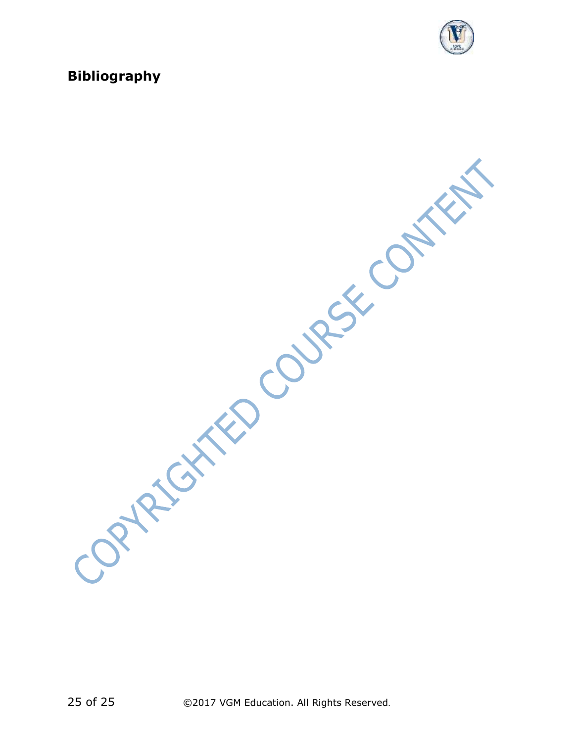## Bibliography